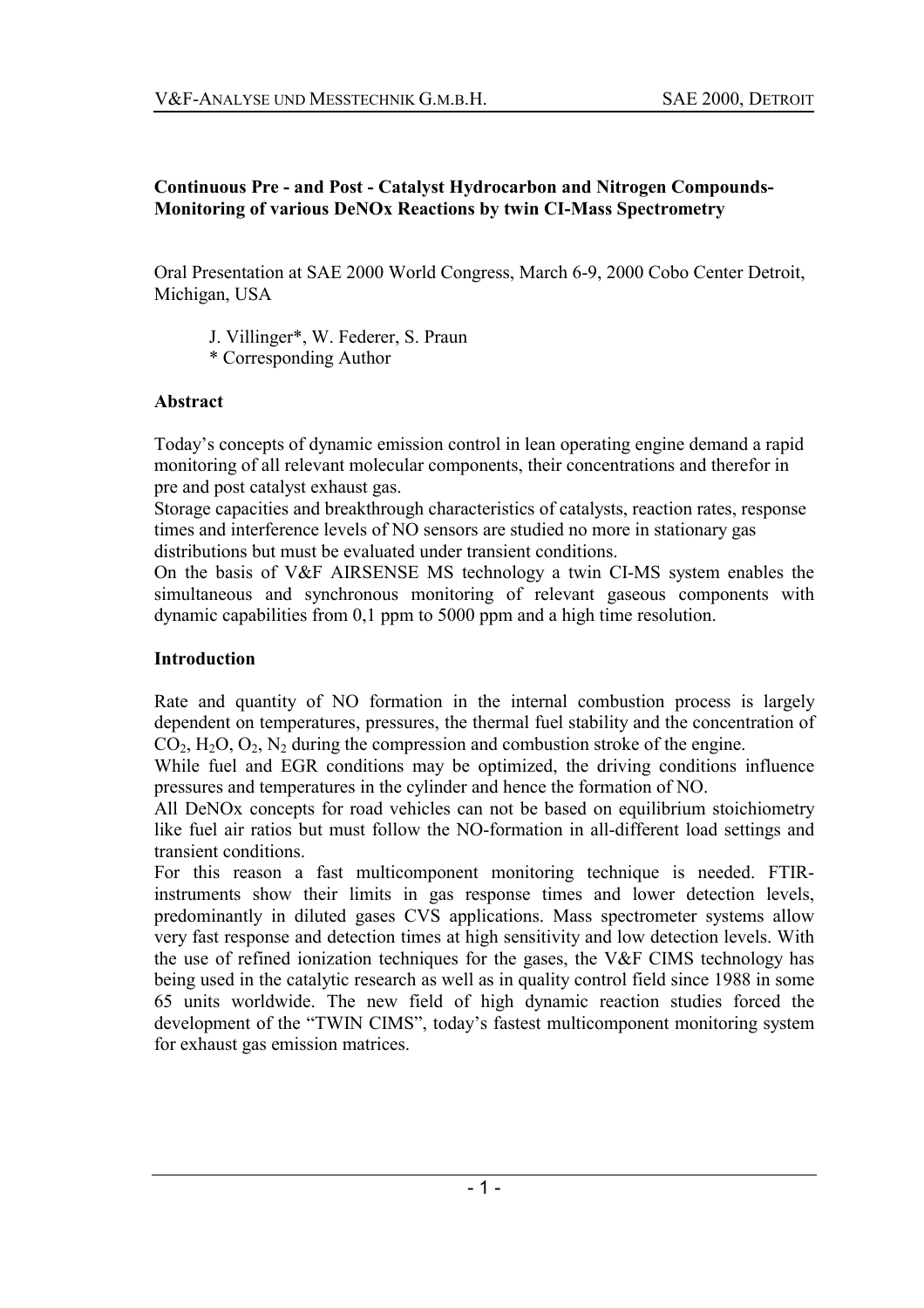**Continuous Pre - and Post - Catalyst Hydrocarbon and Nitrogen Compounds-Monitoring of various DeNOx Reactions by twin CI-Mass Spectrometry**

Oral Presentation at SAE 2000 World Congress, March 6-9, 2000 Cobo Center Detroit, Michigan, USA

J. Villinger*, W. Federer, S. Praun
\* Corresponding Author

## Abstract

Today's concepts of dynamic emission control in lean operating engine demand a rapid monitoring of all relevant molecular components, their concentrations and therefor in pre and post catalyst exhaust gas.
Storage capacities and breakthrough characteristics of catalysts, reaction rates, response times and interference levels of NO sensors are studied no more in stationary gas distributions but must be evaluated under transient conditions.
On the basis of V&F AIRSENSE MS technology a twin CI-MS system enables the simultaneous and synchronous monitoring of relevant gaseous components with dynamic capabilities from 0,1 ppm to 5000 ppm and a high time resolution.

## Introduction

Rate and quantity of NO formation in the internal combustion process is largely dependent on temperatures, pressures, the thermal fuel stability and the concentration of $CO_2$, $H_2O$, $O_2$, $N_2$ during the compression and combustion stroke of the engine.
While fuel and EGR conditions may be optimized, the driving conditions influence pressures and temperatures in the cylinder and hence the formation of NO.
All DeNOx concepts for road vehicles can not be based on equilibrium stoichiometry like fuel air ratios but must follow the NO-formation in all-different load settings and transient conditions.
For this reason a fast multicomponent monitoring technique is needed. FTIR-instruments show their limits in gas response times and lower detection levels, predominantly in diluted gases CVS applications. Mass spectrometer systems allow very fast response and detection times at high sensitivity and low detection levels. With the use of refined ionization techniques for the gases, the V&F CIMS technology has being used in the catalytic research as well as in quality control field since 1988 in some 65 units worldwide. The new field of high dynamic reaction studies forced the development of the "TWIN CIMS", today's fastest multicomponent monitoring system for exhaust gas emission matrices.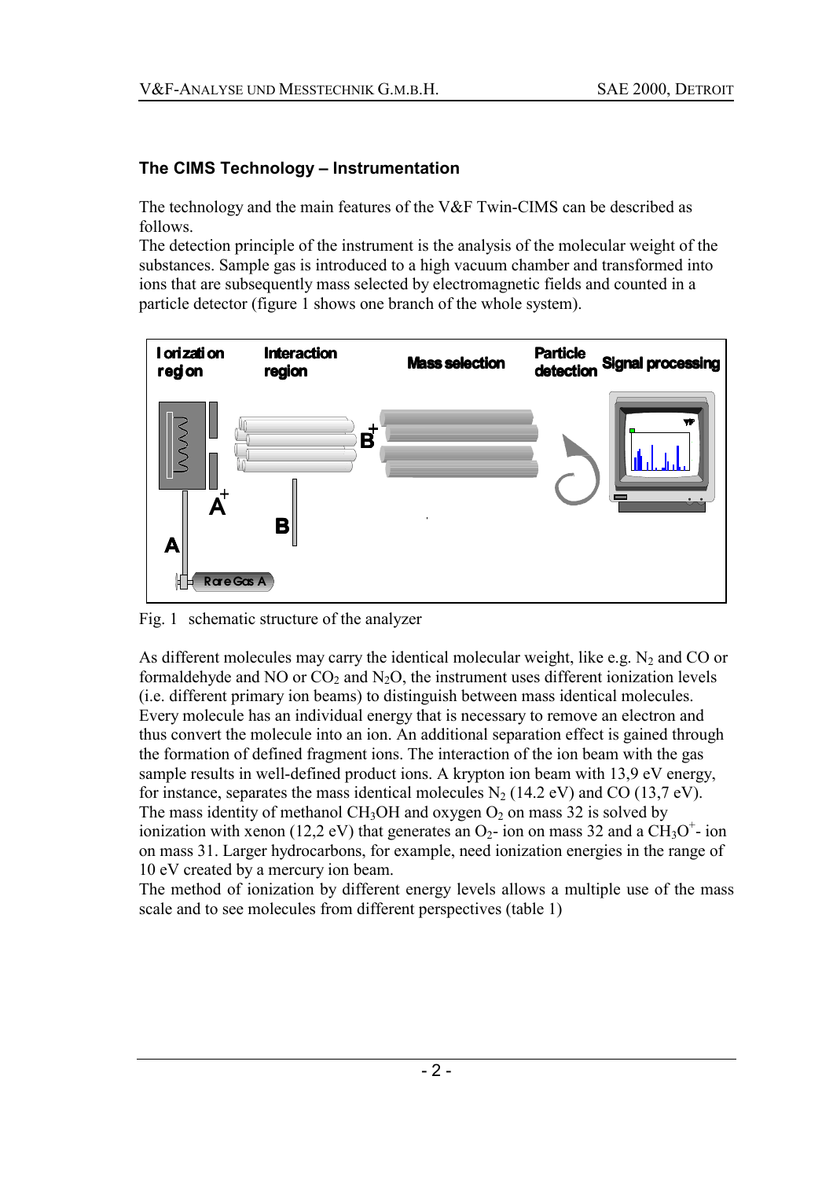### The CIMS Technology – Instrumentation

The technology and the main features of the V&F Twin-CIMS can be described as follows.
The detection principle of the instrument is the analysis of the molecular weight of the substances. Sample gas is introduced to a high vacuum chamber and transformed into ions that are subsequently mass selected by electromagnetic fields and counted in a particle detector (figure 1 shows one branch of the whole system).

Fig. 1 schematic structure of the analyzer

As different molecules may carry the identical molecular weight, like e.g. $N_2$ and CO or formaldehyde and NO or $CO_2$ and $N_2O$, the instrument uses different ionization levels (i.e. different primary ion beams) to distinguish between mass identical molecules. Every molecule has an individual energy that is necessary to remove an electron and thus convert the molecule into an ion. An additional separation effect is gained through the formation of defined fragment ions. The interaction of the ion beam with the gas sample results in well-defined product ions. A krypton ion beam with 13,9 eV energy, for instance, separates the mass identical molecules $N_2$ (14.2 eV) and CO (13,7 eV). The mass identity of methanol $CH_3OH$ and oxygen $O_2$ on mass 32 is solved by ionization with xenon (12,2 eV) that generates an $O_2$- ion on mass 32 and a $CH_3O^+$- ion on mass 31. Larger hydrocarbons, for example, need ionization energies in the range of 10 eV created by a mercury ion beam.
The method of ionization by different energy levels allows a multiple use of the mass scale and to see molecules from different perspectives (table 1)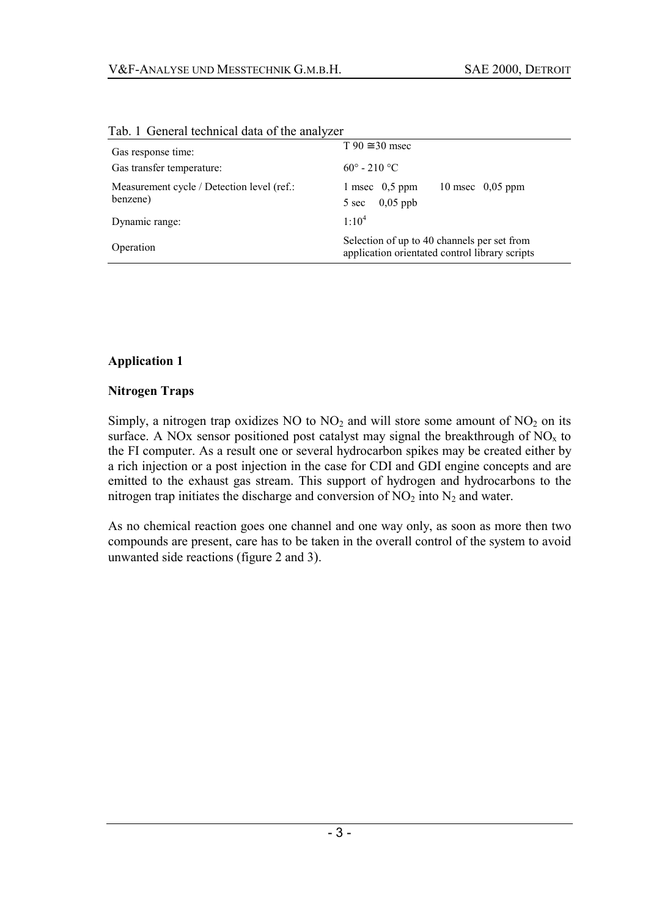Tab. 1 General technical data of the analyzer

| | |
|---|---|
| Gas response time: | T 90 ≅30 msec |
| Gas transfer temperature: | 60° - 210 °C |
| Measurement cycle / Detection level (ref.: benzene) | 1 msec 0,5 ppm 10 msec 0,05 ppm<br>5 sec 0,05 ppb |
| Dynamic range: | $1{:}10^4$ |
| Operation | Selection of up to 40 channels per set from application orientated control library scripts |

## Application 1

### Nitrogen Traps

Simply, a nitrogen trap oxidizes NO to $NO_2$ and will store some amount of $NO_2$ on its surface. A NOx sensor positioned post catalyst may signal the breakthrough of $NO_x$ to the FI computer. As a result one or several hydrocarbon spikes may be created either by a rich injection or a post injection in the case for CDI and GDI engine concepts and are emitted to the exhaust gas stream. This support of hydrogen and hydrocarbons to the nitrogen trap initiates the discharge and conversion of $NO_2$ into $N_2$ and water.

As no chemical reaction goes one channel and one way only, as soon as more then two compounds are present, care has to be taken in the overall control of the system to avoid unwanted side reactions (figure 2 and 3).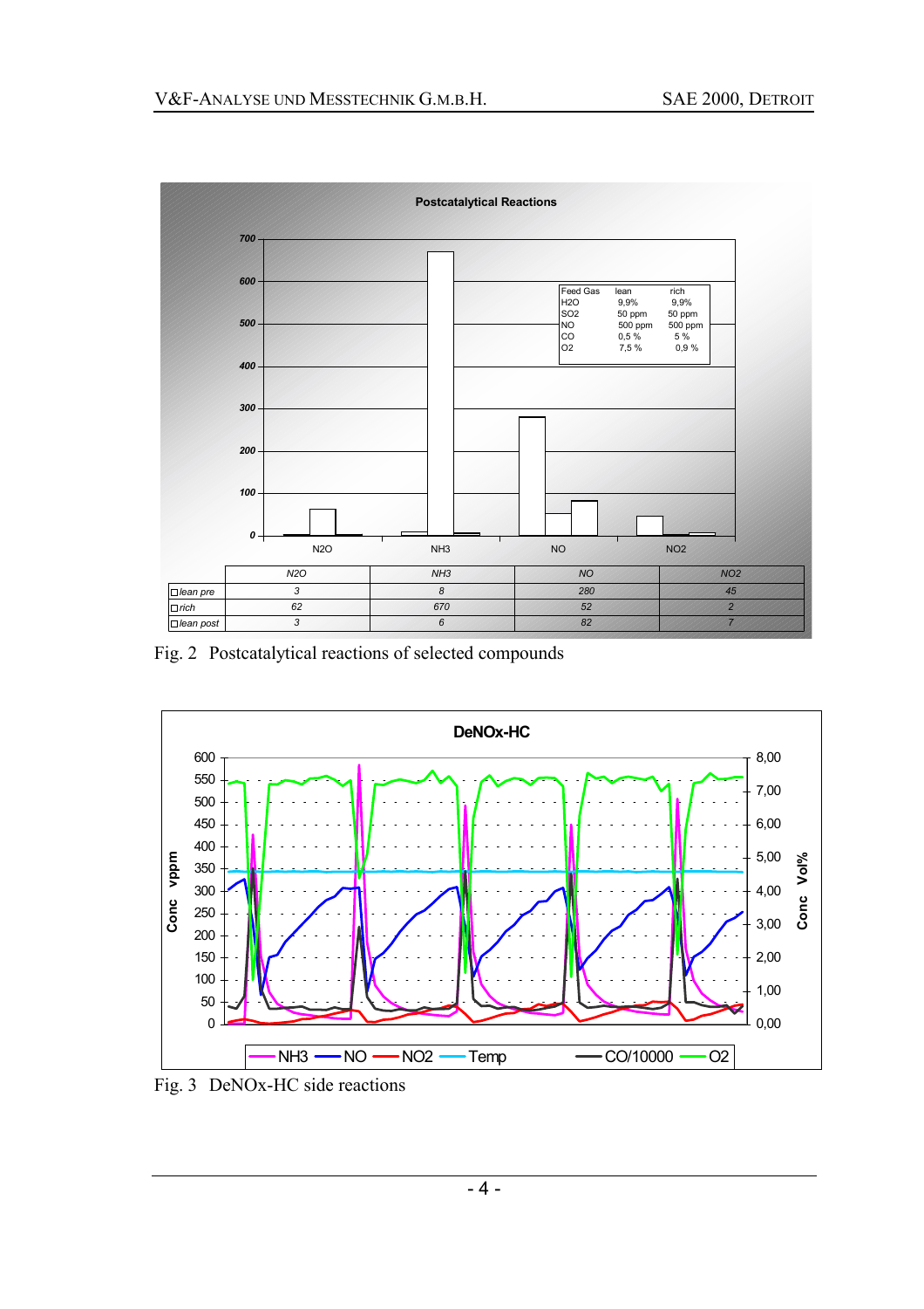**Postcatalytical Reactions**

| Feed Gas | lean | rich |
|---|---|---|
| $H_2O$ | 9,9% | 9,9% |
| $SO_2$ | 50 ppm | 50 ppm |
| NO | 500 ppm | 500 ppm |
| CO | 0,5 % | 5 % |
| $O_2$ | 7,5 % | 0,9 % |

| | N2O | NH3 | NO | NO2 |
|---|---|---|---|---|
| lean pre | 3 | 8 | 280 | 45 |
| rich | 62 | 670 | 52 | 2 |
| lean post | 3 | 6 | 82 | 7 |

Fig. 2 Postcatalytical reactions of selected compounds

Fig. 3 DeNOx-HC side reactions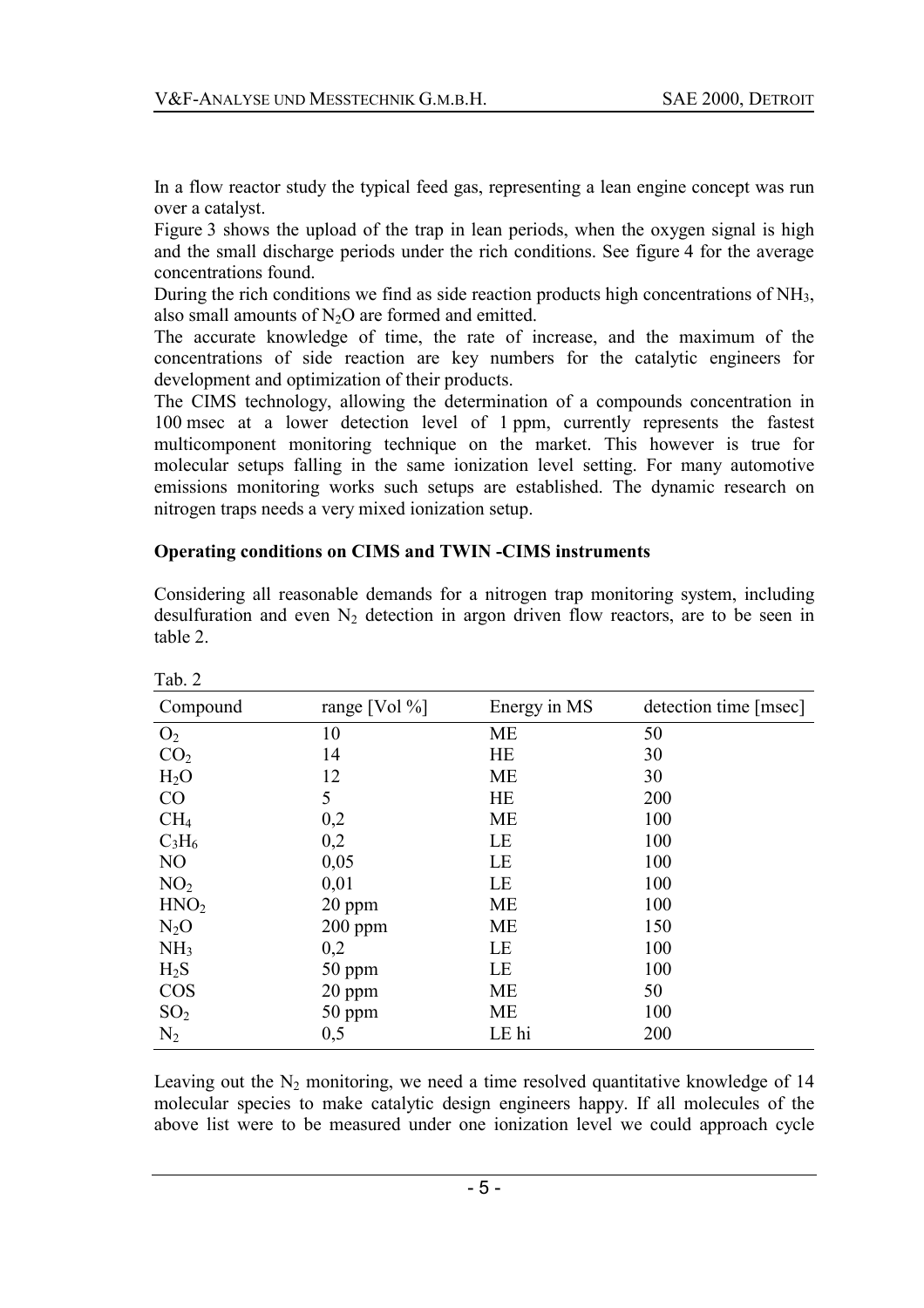In a flow reactor study the typical feed gas, representing a lean engine concept was run over a catalyst.

Figure 3 shows the upload of the trap in lean periods, when the oxygen signal is high and the small discharge periods under the rich conditions. See figure 4 for the average concentrations found.

During the rich conditions we find as side reaction products high concentrations of $NH_3$, also small amounts of $N_2O$ are formed and emitted.

The accurate knowledge of time, the rate of increase, and the maximum of the concentrations of side reaction are key numbers for the catalytic engineers for development and optimization of their products.

The CIMS technology, allowing the determination of a compounds concentration in 100 msec at a lower detection level of 1 ppm, currently represents the fastest multicomponent monitoring technique on the market. This however is true for molecular setups falling in the same ionization level setting. For many automotive emissions monitoring works such setups are established. The dynamic research on nitrogen traps needs a very mixed ionization setup.

**Operating conditions on CIMS and TWIN -CIMS instruments**

Considering all reasonable demands for a nitrogen trap monitoring system, including desulfuration and even $N_2$ detection in argon driven flow reactors, are to be seen in table 2.

Tab. 2

| Compound | range [Vol %] | Energy in MS | detection time [msec] |
|---|---|---|---|
| $O_2$ | 10 | ME | 50 |
| $CO_2$ | 14 | HE | 30 |
| $H_2O$ | 12 | ME | 30 |
| CO | 5 | HE | 200 |
| $CH_4$ | 0,2 | ME | 100 |
| $C_3H_6$ | 0,2 | LE | 100 |
| NO | 0,05 | LE | 100 |
| $NO_2$ | 0,01 | LE | 100 |
| $HNO_2$ | 20 ppm | ME | 100 |
| $N_2O$ | 200 ppm | ME | 150 |
| $NH_3$ | 0,2 | LE | 100 |
| $H_2S$ | 50 ppm | LE | 100 |
| COS | 20 ppm | ME | 50 |
| $SO_2$ | 50 ppm | ME | 100 |
| $N_2$ | 0,5 | LE hi | 200 |

Leaving out the $N_2$ monitoring, we need a time resolved quantitative knowledge of 14 molecular species to make catalytic design engineers happy. If all molecules of the above list were to be measured under one ionization level we could approach cycle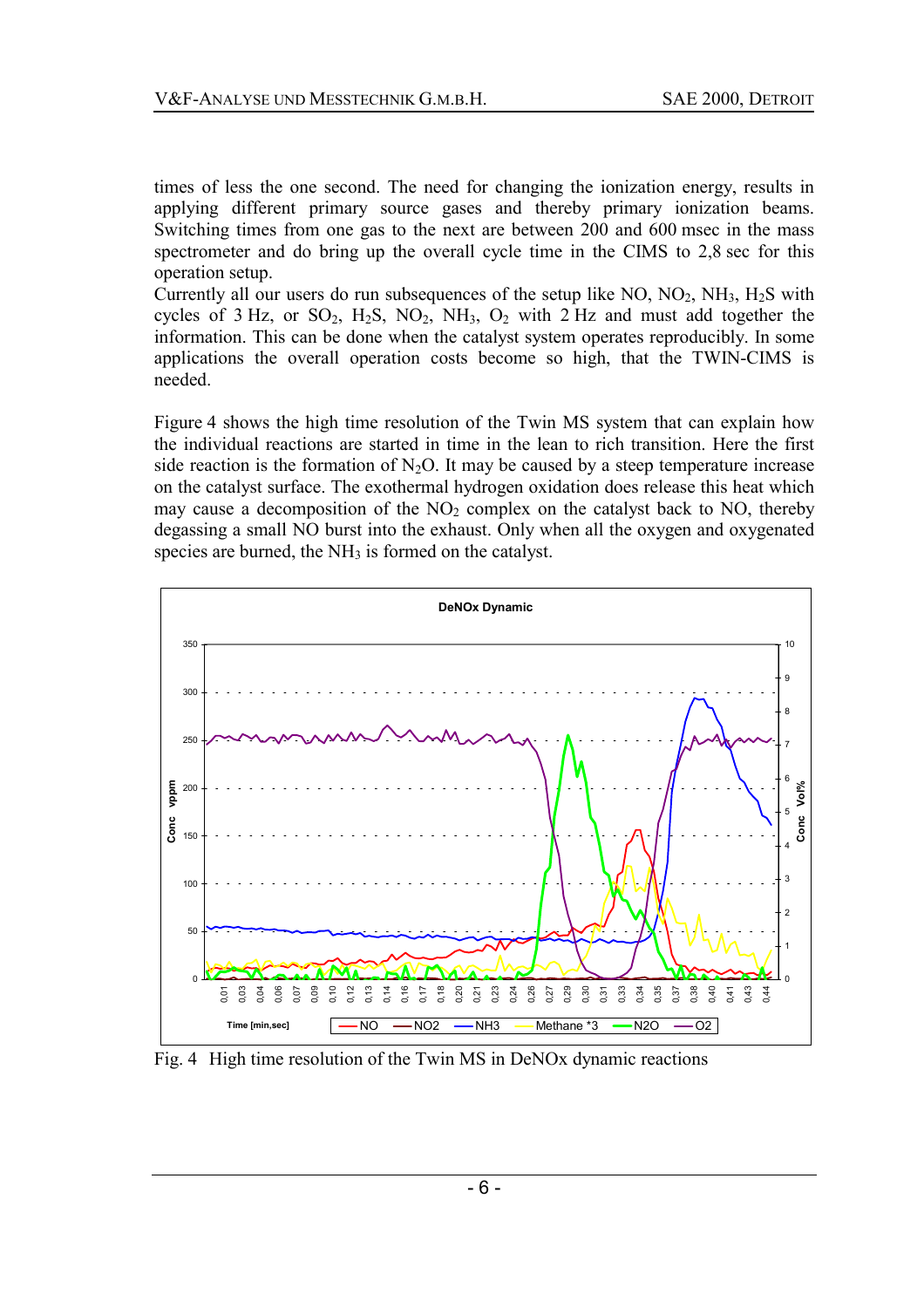times of less the one second. The need for changing the ionization energy, results in applying different primary source gases and thereby primary ionization beams. Switching times from one gas to the next are between 200 and 600 msec in the mass spectrometer and do bring up the overall cycle time in the CIMS to 2,8 sec for this operation setup.
Currently all our users do run subsequences of the setup like NO, $NO_2$, $NH_3$, $H_2S$ with cycles of 3 Hz, or $SO_2$, $H_2S$, $NO_2$, $NH_3$, $O_2$ with 2 Hz and must add together the information. This can be done when the catalyst system operates reproducibly. In some applications the overall operation costs become so high, that the TWIN-CIMS is needed.

Figure 4 shows the high time resolution of the Twin MS system that can explain how the individual reactions are started in time in the lean to rich transition. Here the first side reaction is the formation of $N_2O$. It may be caused by a steep temperature increase on the catalyst surface. The exothermal hydrogen oxidation does release this heat which may cause a decomposition of the $NO_2$ complex on the catalyst back to NO, thereby degassing a small NO burst into the exhaust. Only when all the oxygen and oxygenated species are burned, the $NH_3$ is formed on the catalyst.

Fig. 4 High time resolution of the Twin MS in DeNOx dynamic reactions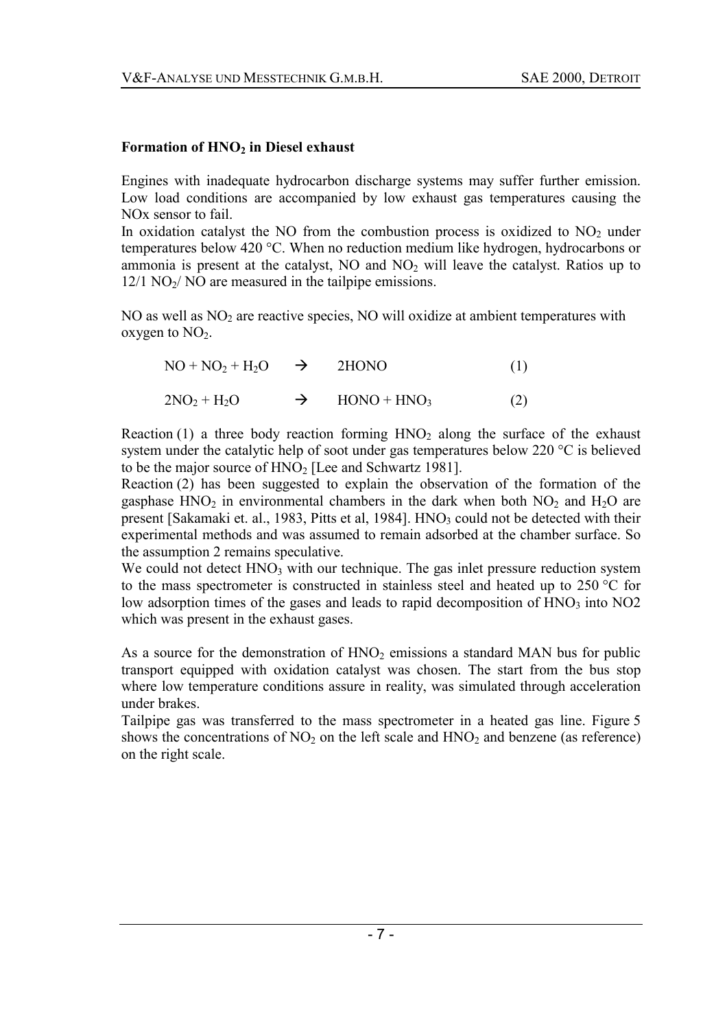**Formation of $HNO_2$ in Diesel exhaust**

Engines with inadequate hydrocarbon discharge systems may suffer further emission. Low load conditions are accompanied by low exhaust gas temperatures causing the NOx sensor to fail.

In oxidation catalyst the NO from the combustion process is oxidized to $NO_2$ under temperatures below 420 °C. When no reduction medium like hydrogen, hydrocarbons or ammonia is present at the catalyst, NO and $NO_2$ will leave the catalyst. Ratios up to 12/1 $NO_2$/ NO are measured in the tailpipe emissions.

NO as well as $NO_2$ are reactive species, NO will oxidize at ambient temperatures with oxygen to $NO_2$.

$$NO + NO_2 + H_2O \rightarrow 2HONO \qquad (1)$$

$$2NO_2 + H_2O \rightarrow HONO + HNO_3 \qquad (2)$$

Reaction (1) a three body reaction forming $HNO_2$ along the surface of the exhaust system under the catalytic help of soot under gas temperatures below 220 °C is believed to be the major source of $HNO_2$ [Lee and Schwartz 1981].

Reaction (2) has been suggested to explain the observation of the formation of the gasphase $HNO_2$ in environmental chambers in the dark when both $NO_2$ and $H_2O$ are present [Sakamaki et. al., 1983, Pitts et al, 1984]. $HNO_3$ could not be detected with their experimental methods and was assumed to remain adsorbed at the chamber surface. So the assumption 2 remains speculative.

We could not detect $HNO_3$ with our technique. The gas inlet pressure reduction system to the mass spectrometer is constructed in stainless steel and heated up to 250 °C for low adsorption times of the gases and leads to rapid decomposition of $HNO_3$ into NO2 which was present in the exhaust gases.

As a source for the demonstration of $HNO_2$ emissions a standard MAN bus for public transport equipped with oxidation catalyst was chosen. The start from the bus stop where low temperature conditions assure in reality, was simulated through acceleration under brakes.

Tailpipe gas was transferred to the mass spectrometer in a heated gas line. Figure 5 shows the concentrations of $NO_2$ on the left scale and $HNO_2$ and benzene (as reference) on the right scale.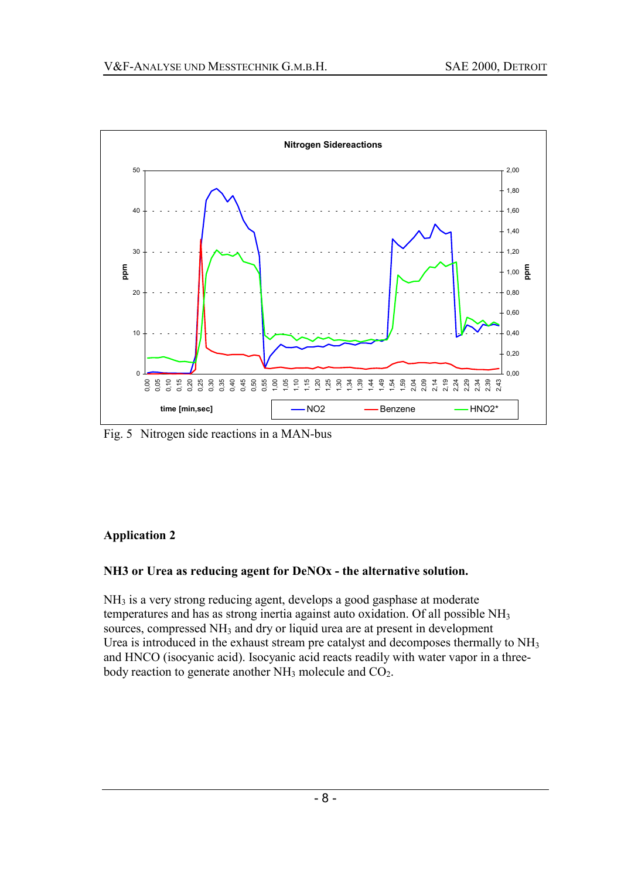Fig. 5 Nitrogen side reactions in a MAN-bus

## Application 2

### NH3 or Urea as reducing agent for DeNOx - the alternative solution.

$NH_3$ is a very strong reducing agent, develops a good gasphase at moderate temperatures and has as strong inertia against auto oxidation. Of all possible $NH_3$ sources, compressed $NH_3$ and dry or liquid urea are at present in development Urea is introduced in the exhaust stream pre catalyst and decomposes thermally to $NH_3$ and HNCO (isocyanic acid). Isocyanic acid reacts readily with water vapor in a three-body reaction to generate another $NH_3$ molecule and $CO_2$.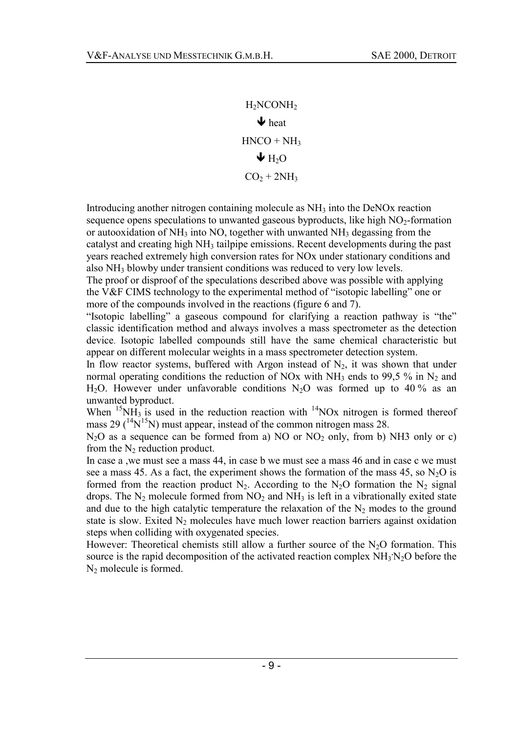$$H_2NCONH_2$$

$$\Downarrow \text{heat}$$

$$HNCO + NH_3$$

$$\Downarrow H_2O$$

$$CO_2 + 2NH_3$$

Introducing another nitrogen containing molecule as $NH_3$ into the DeNOx reaction sequence opens speculations to unwanted gaseous byproducts, like high $NO_2$-formation or autooxidation of $NH_3$ into NO, together with unwanted $NH_3$ degassing from the catalyst and creating high $NH_3$ tailpipe emissions. Recent developments during the past years reached extremely high conversion rates for NOx under stationary conditions and also $NH_3$ blowby under transient conditions was reduced to very low levels.

The proof or disproof of the speculations described above was possible with applying the V&F CIMS technology to the experimental method of "isotopic labelling" one or more of the compounds involved in the reactions (figure 6 and 7).

"Isotopic labelling" a gaseous compound for clarifying a reaction pathway is "the" classic identification method and always involves a mass spectrometer as the detection device. Isotopic labelled compounds still have the same chemical characteristic but appear on different molecular weights in a mass spectrometer detection system.

In flow reactor systems, buffered with Argon instead of $N_2$, it was shown that under normal operating conditions the reduction of NOx with $NH_3$ ends to 99,5 % in $N_2$ and $H_2O$. However under unfavorable conditions $N_2O$ was formed up to 40 % as an unwanted byproduct.

When $^{15}NH_3$ is used in the reduction reaction with $^{14}NOx$ nitrogen is formed thereof mass 29 ($^{14}N^{15}N$) must appear, instead of the common nitrogen mass 28.

$N_2O$ as a sequence can be formed from a) NO or $NO_2$ only, from b) NH3 only or c) from the $N_2$ reduction product.

In case a ,we must see a mass 44, in case b we must see a mass 46 and in case c we must see a mass 45. As a fact, the experiment shows the formation of the mass 45, so $N_2O$ is formed from the reaction product $N_2$. According to the $N_2O$ formation the $N_2$ signal drops. The $N_2$ molecule formed from $NO_2$ and $NH_3$ is left in a vibrationally exited state and due to the high catalytic temperature the relaxation of the $N_2$ modes to the ground state is slow. Exited $N_2$ molecules have much lower reaction barriers against oxidation steps when colliding with oxygenated species.

However: Theoretical chemists still allow a further source of the $N_2O$ formation. This source is the rapid decomposition of the activated reaction complex $NH_3{\cdot}N_2O$ before the $N_2$ molecule is formed.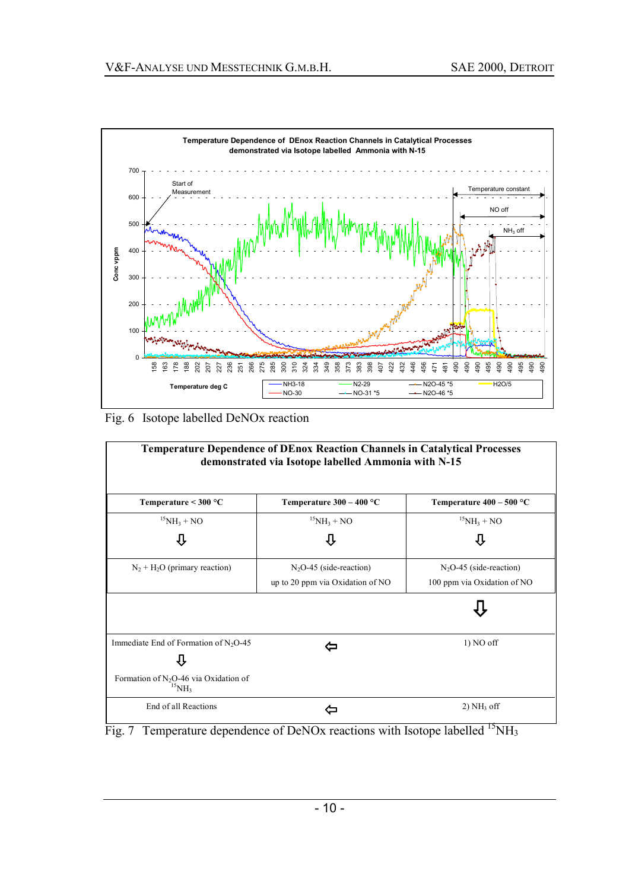**Temperature Dependence of DEnox Reaction Channels in Catalytical Processes demonstrated via Isotope labelled Ammonia with N-15**

Start of Measurement

Temperature constant

NO off

$NH_3$ off

Conc vppm

Temperature deg C

NH3-18, NO-30, N2-29, NO-31 *5, N2O-45 *5, N2O-46 *5, H2O/5

Fig. 6 Isotope labelled DeNOx reaction

| Temperature Dependence of DEnox Reaction Channels in Catalytical Processes demonstrated via Isotope labelled Ammonia with N-15 | | |
|---|---|---|
| **Temperature < 300 °C** | **Temperature 300 – 400 °C** | **Temperature 400 – 500 °C** |
| $^{15}NH_3$ + NO ⇩ | $^{15}NH_3$ + NO ⇩ | $^{15}NH_3$ + NO ⇩ |
| $N_2$ + $H_2O$ (primary reaction) | $N_2O$-45 (side-reaction) up to 20 ppm via Oxidation of NO | $N_2O$-45 (side-reaction) 100 ppm via Oxidation of NO |
| | | ⇩ |
| Immediate End of Formation of $N_2O$-45 ⇩ Formation of $N_2O$-46 via Oxidation of $^{15}NH_3$ | ⇦ | 1) NO off |
| End of all Reactions | ⇦ | 2) $NH_3$ off |

Fig. 7 Temperature dependence of DeNOx reactions with Isotope labelled $^{15}NH_3$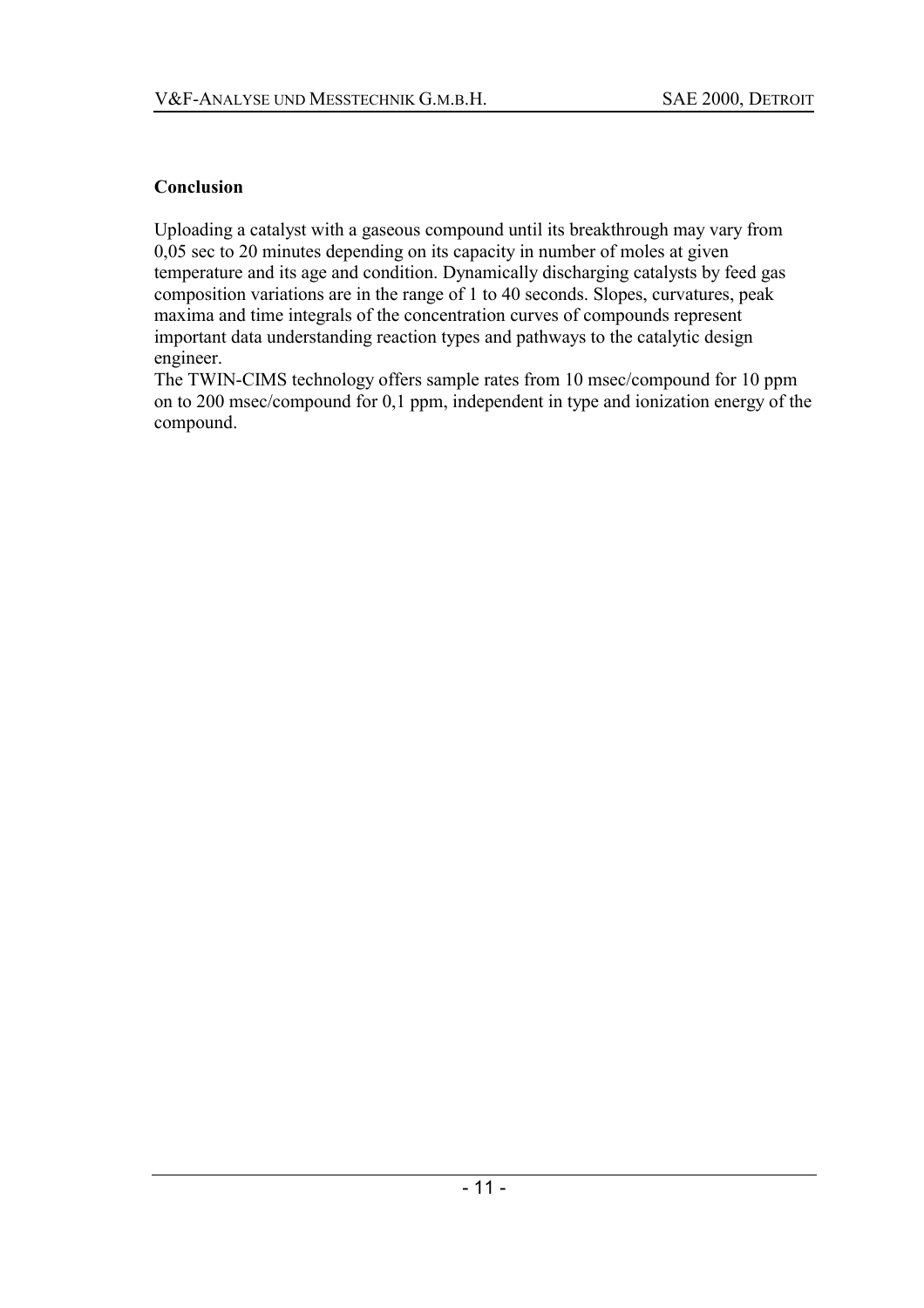## Conclusion

Uploading a catalyst with a gaseous compound until its breakthrough may vary from 0,05 sec to 20 minutes depending on its capacity in number of moles at given temperature and its age and condition. Dynamically discharging catalysts by feed gas composition variations are in the range of 1 to 40 seconds. Slopes, curvatures, peak maxima and time integrals of the concentration curves of compounds represent important data understanding reaction types and pathways to the catalytic design engineer.

The TWIN-CIMS technology offers sample rates from 10 msec/compound for 10 ppm on to 200 msec/compound for 0,1 ppm, independent in type and ionization energy of the compound.